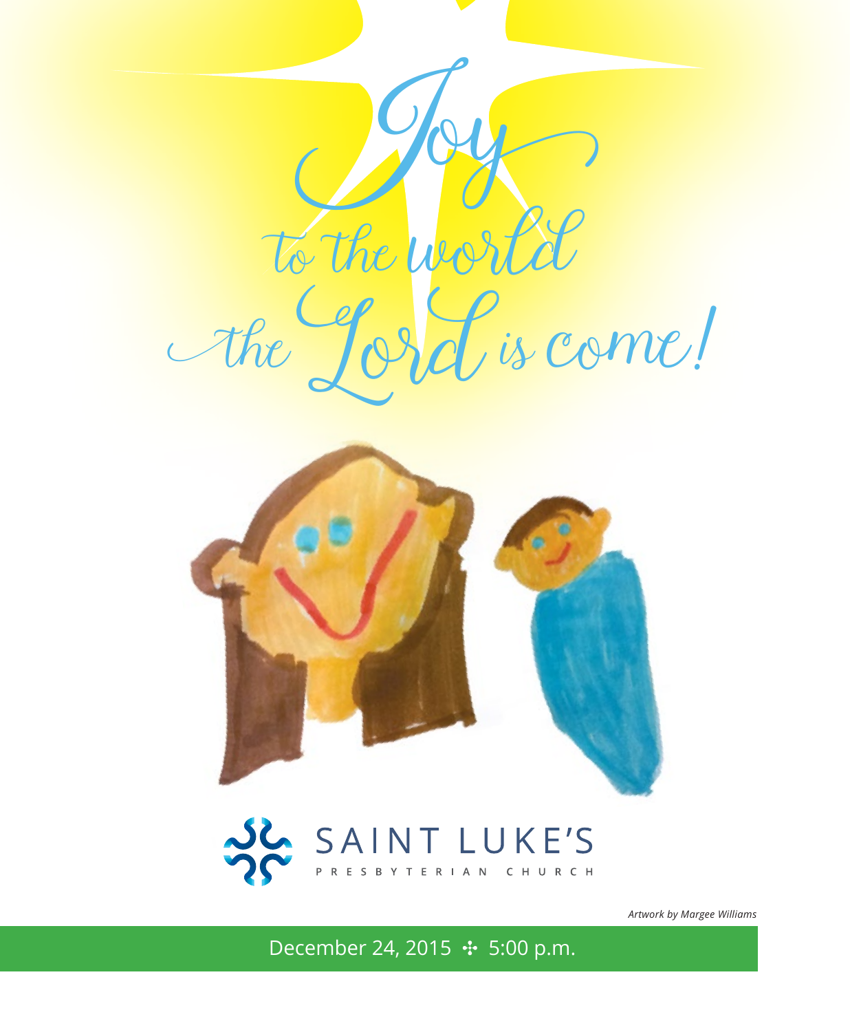# Joy to the world the Lord is come!

SAINT LUKE'S
PRESBYTERIAN CHURCH

*Artwork by Margee Williams*

December 24, 2015 ✣ 5:00 p.m.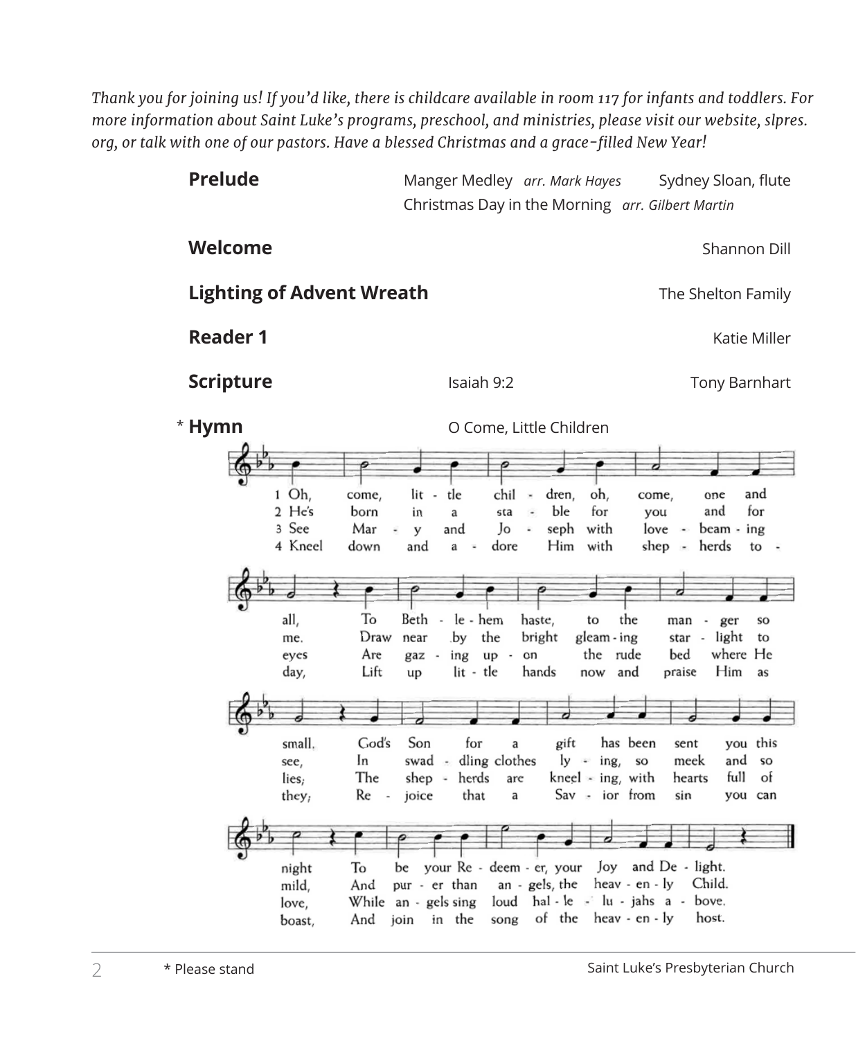*Thank you for joining us! If you'd like, there is childcare available in room 117 for infants and toddlers. For more information about Saint Luke's programs, preschool, and ministries, please visit our website, slpres.org, or talk with one of our pastors. Have a blessed Christmas and a grace-filled New Year!*

**Prelude** — Manger Medley *arr. Mark Hayes* — Sydney Sloan, flute
Christmas Day in the Morning *arr. Gilbert Martin*

**Welcome** — Shannon Dill

**Lighting of Advent Wreath** — The Shelton Family

**Reader 1** — Katie Miller

**Scripture** — Isaiah 9:2 — Tony Barnhart

\* **Hymn** — O Come, Little Children

1 Oh, come, little children, oh, come, one and all, To Bethlehem haste, to the manger so small. God's Son for a gift has been sent you this night To be your Redeemer, your Joy and Delight.

2 He's born in a stable for you and for me. Draw near by the bright gleaming starlight to see, In swaddling clothes lying, so meek and so mild, And purer than angels, the heavenly Child.

3 See Mary and Joseph with love-beaming eyes Are gazing upon the rude bed where He lies; The shepherds are kneeling, with hearts full of love, While angels sing loud hallelujahs above.

4 Kneel down and adore Him with shepherds today, Lift up little hands now and praise Him as they; Rejoice that a Savior from sin you can boast, And join in the song of the heavenly host.

\* Please stand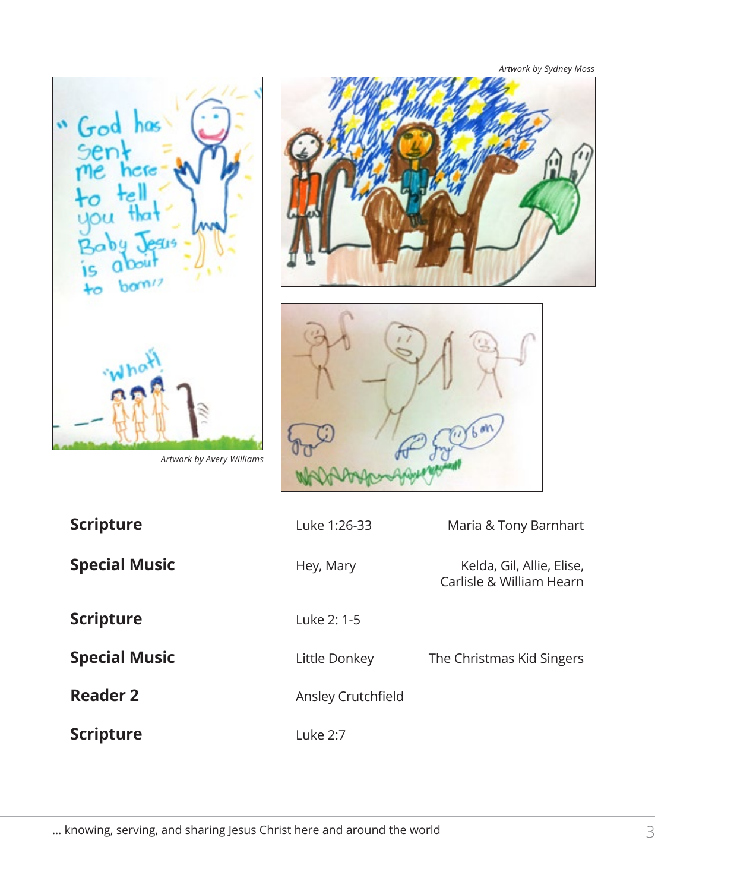*Artwork by Sydney Moss*

*Artwork by Avery Williams*

| | | |
|---|---|---|
| **Scripture** | Luke 1:26-33 | Maria & Tony Barnhart |
| **Special Music** | Hey, Mary | Kelda, Gil, Allie, Elise, Carlisle & William Hearn |
| **Scripture** | Luke 2: 1-5 | |
| **Special Music** | Little Donkey | The Christmas Kid Singers |
| **Reader 2** | Ansley Crutchfield | |
| **Scripture** | Luke 2:7 | |

... knowing, serving, and sharing Jesus Christ here and around the world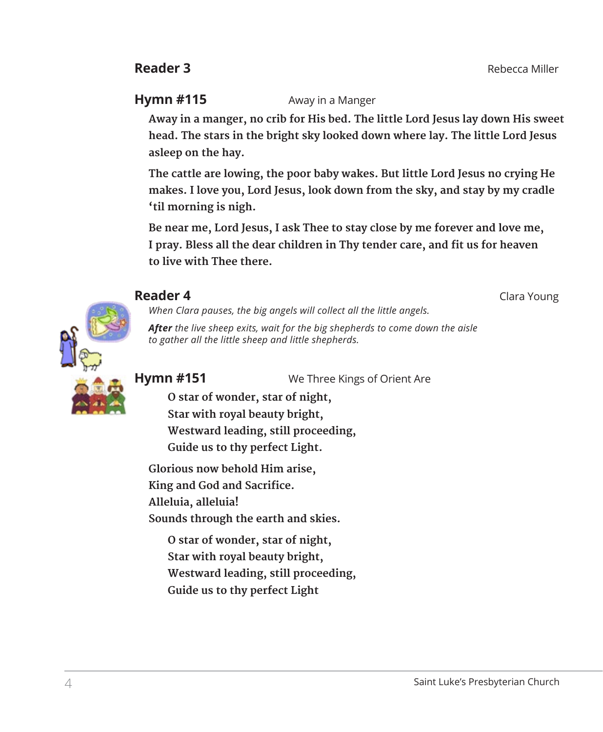**Reader 3** Rebecca Miller

**Hymn #115** Away in a Manger

**Away in a manger, no crib for His bed. The little Lord Jesus lay down His sweet head. The stars in the bright sky looked down where lay. The little Lord Jesus asleep on the hay.**

**The cattle are lowing, the poor baby wakes. But little Lord Jesus no crying He makes. I love you, Lord Jesus, look down from the sky, and stay by my cradle 'til morning is nigh.**

**Be near me, Lord Jesus, I ask Thee to stay close by me forever and love me, I pray. Bless all the dear children in Thy tender care, and fit us for heaven to live with Thee there.**

**Reader 4** Clara Young

*When Clara pauses, the big angels will collect all the little angels.*

***After** the live sheep exits, wait for the big shepherds to come down the aisle to gather all the little sheep and little shepherds.*

**Hymn #151** We Three Kings of Orient Are

**O star of wonder, star of night,**
**Star with royal beauty bright,**
**Westward leading, still proceeding,**
**Guide us to thy perfect Light.**

**Glorious now behold Him arise,**
**King and God and Sacrifice.**
**Alleluia, alleluia!**
**Sounds through the earth and skies.**

**O star of wonder, star of night,**
**Star with royal beauty bright,**
**Westward leading, still proceeding,**
**Guide us to thy perfect Light**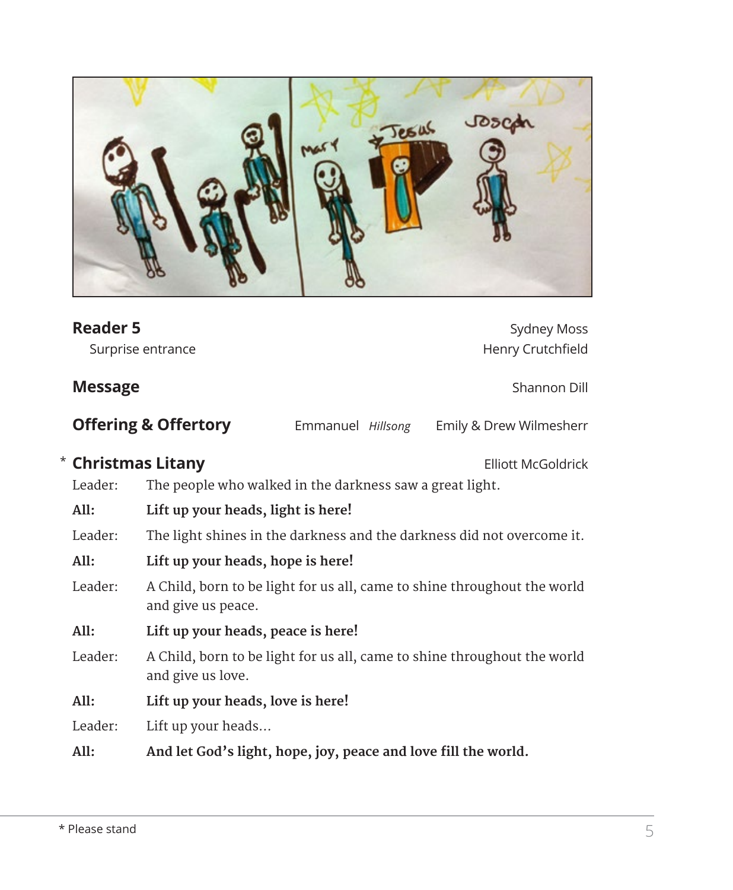**Reader 5** Sydney Moss

Surprise entrance Henry Crutchfield

**Message** Shannon Dill

**Offering & Offertory** Emmanuel *Hillsong* Emily & Drew Wilmesherr

\* **Christmas Litany** Elliott McGoldrick

Leader: The people who walked in the darkness saw a great light.

**All: Lift up your heads, light is here!**

Leader: The light shines in the darkness and the darkness did not overcome it.

**All: Lift up your heads, hope is here!**

Leader: A Child, born to be light for us all, came to shine throughout the world and give us peace.

**All: Lift up your heads, peace is here!**

Leader: A Child, born to be light for us all, came to shine throughout the world and give us love.

**All: Lift up your heads, love is here!**

Leader: Lift up your heads…

**All: And let God's light, hope, joy, peace and love fill the world.**

\* Please stand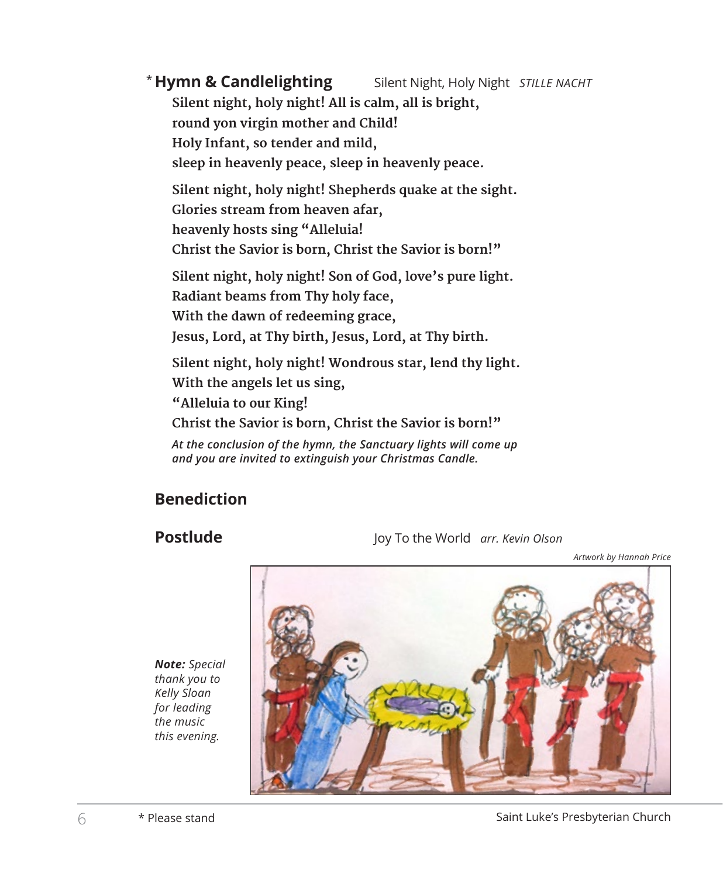## * Hymn & Candlelighting — Silent Night, Holy Night *STILLE NACHT*

**Silent night, holy night! All is calm, all is bright,**
**round yon virgin mother and Child!**
**Holy Infant, so tender and mild,**
**sleep in heavenly peace, sleep in heavenly peace.**

**Silent night, holy night! Shepherds quake at the sight.**
**Glories stream from heaven afar,**
**heavenly hosts sing "Alleluia!**
**Christ the Savior is born, Christ the Savior is born!"**

**Silent night, holy night! Son of God, love's pure light.**
**Radiant beams from Thy holy face,**
**With the dawn of redeeming grace,**
**Jesus, Lord, at Thy birth, Jesus, Lord, at Thy birth.**

**Silent night, holy night! Wondrous star, lend thy light.**
**With the angels let us sing,**
**"Alleluia to our King!**
**Christ the Savior is born, Christ the Savior is born!"**

***At the conclusion of the hymn, the Sanctuary lights will come up and you are invited to extinguish your Christmas Candle.***

## Benediction

## Postlude — Joy To the World *arr. Kevin Olson*

*Artwork by Hannah Price*

***Note:** Special thank you to Kelly Sloan for leading the music this evening.*

\* Please stand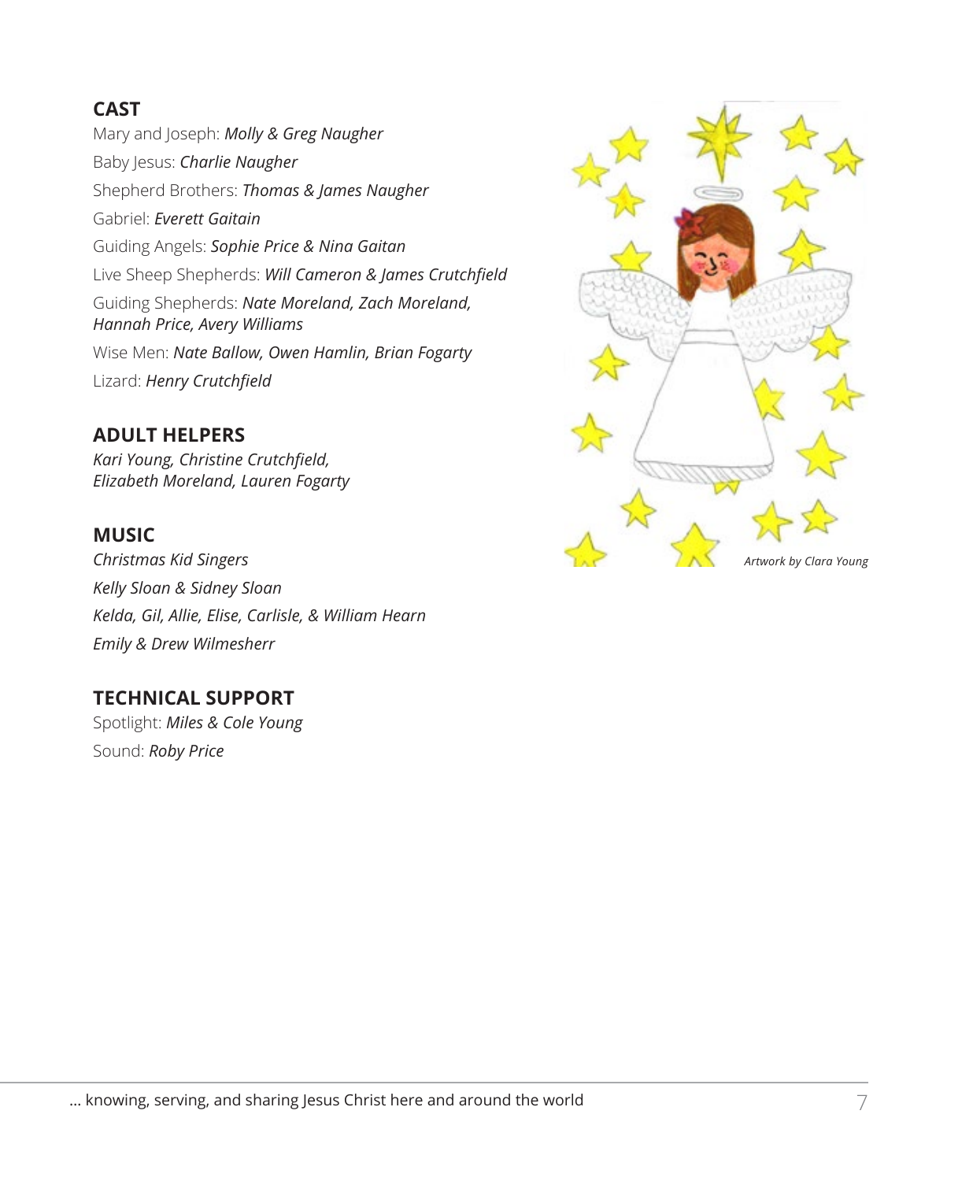## CAST

Mary and Joseph: ***Molly & Greg Naugher***

Baby Jesus: ***Charlie Naugher***

Shepherd Brothers: ***Thomas & James Naugher***

Gabriel: ***Everett Gaitain***

Guiding Angels: ***Sophie Price & Nina Gaitan***

Live Sheep Shepherds: ***Will Cameron & James Crutchfield***

Guiding Shepherds: ***Nate Moreland, Zach Moreland, Hannah Price, Avery Williams***

Wise Men: ***Nate Ballow, Owen Hamlin, Brian Fogarty***

Lizard: ***Henry Crutchfield***

## ADULT HELPERS

*Kari Young, Christine Crutchfield, Elizabeth Moreland, Lauren Fogarty*

## MUSIC

*Christmas Kid Singers*

*Kelly Sloan & Sidney Sloan*

*Kelda, Gil, Allie, Elise, Carlisle, & William Hearn*

*Emily & Drew Wilmesherr*

## TECHNICAL SUPPORT

Spotlight: ***Miles & Cole Young***

Sound: ***Roby Price***

*Artwork by Clara Young*

... knowing, serving, and sharing Jesus Christ here and around the world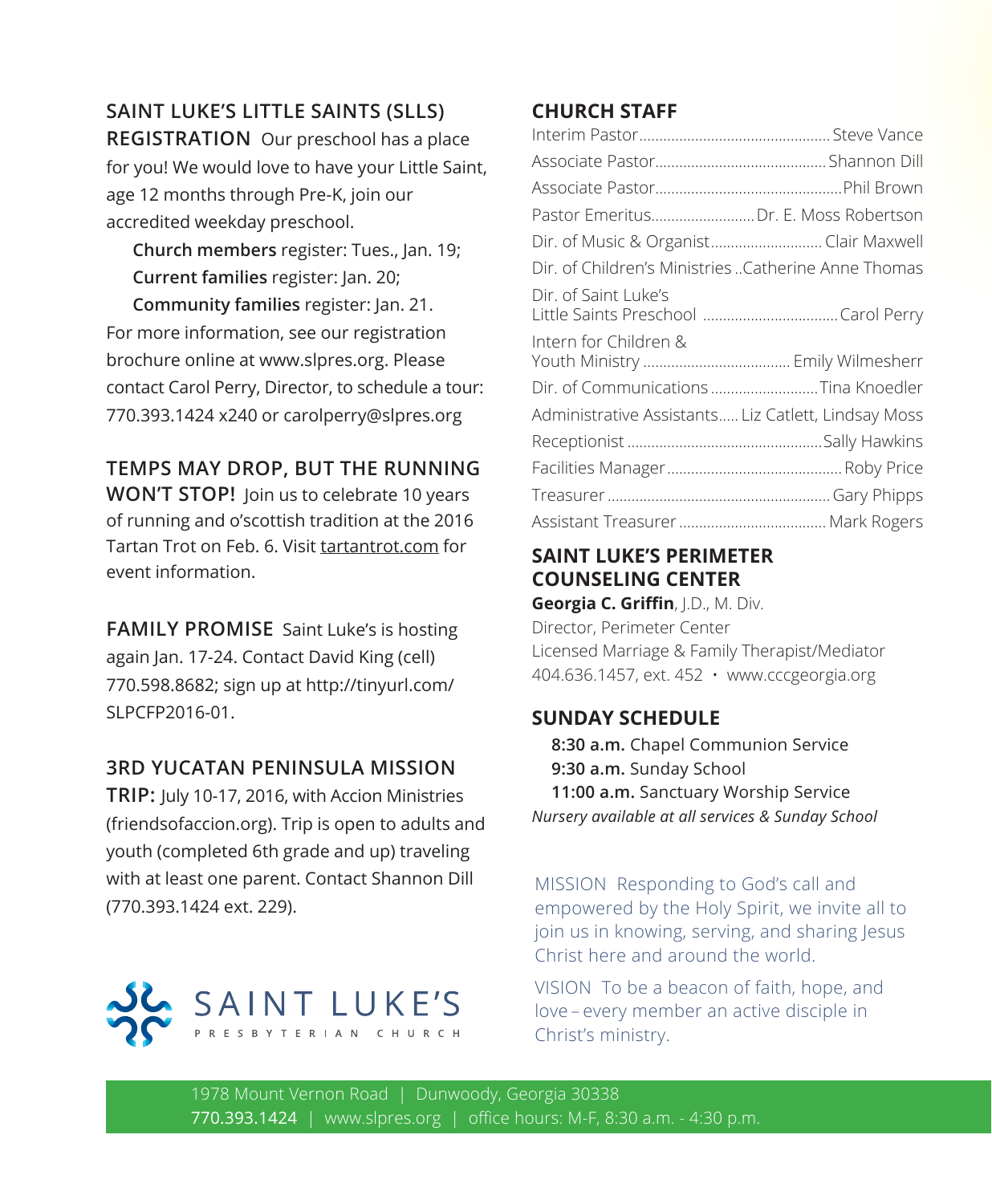**SAINT LUKE'S LITTLE SAINTS (SLLS) REGISTRATION** Our preschool has a place for you! We would love to have your Little Saint, age 12 months through Pre-K, join our accredited weekday preschool.

**Church members** register: Tues., Jan. 19;
**Current families** register: Jan. 20;
**Community families** register: Jan. 21.

For more information, see our registration brochure online at www.slpres.org. Please contact Carol Perry, Director, to schedule a tour: 770.393.1424 x240 or carolperry@slpres.org

**TEMPS MAY DROP, BUT THE RUNNING WON'T STOP!** Join us to celebrate 10 years of running and o'scottish tradition at the 2016 Tartan Trot on Feb. 6. Visit tartantrot.com for event information.

**FAMILY PROMISE** Saint Luke's is hosting again Jan. 17-24. Contact David King (cell) 770.598.8682; sign up at http://tinyurl.com/SLPCFP2016-01.

**3RD YUCATAN PENINSULA MISSION TRIP:** July 10-17, 2016, with Accion Ministries (friendsofaccion.org). Trip is open to adults and youth (completed 6th grade and up) traveling with at least one parent. Contact Shannon Dill (770.393.1424 ext. 229).

SAINT LUKE'S
PRESBYTERIAN CHURCH

## CHURCH STAFF

| | |
|---|---|
| Interim Pastor | Steve Vance |
| Associate Pastor | Shannon Dill |
| Associate Pastor | Phil Brown |
| Pastor Emeritus | Dr. E. Moss Robertson |
| Dir. of Music & Organist | Clair Maxwell |
| Dir. of Children's Ministries | Catherine Anne Thomas |
| Dir. of Saint Luke's Little Saints Preschool | Carol Perry |
| Intern for Children & Youth Ministry | Emily Wilmesherr |
| Dir. of Communications | Tina Knoedler |
| Administrative Assistants | Liz Catlett, Lindsay Moss |
| Receptionist | Sally Hawkins |
| Facilities Manager | Roby Price |
| Treasurer | Gary Phipps |
| Assistant Treasurer | Mark Rogers |

## SAINT LUKE'S PERIMETER COUNSELING CENTER

**Georgia C. Griffin**, J.D., M. Div.
Director, Perimeter Center
Licensed Marriage & Family Therapist/Mediator
404.636.1457, ext. 452 • www.cccgeorgia.org

## SUNDAY SCHEDULE

**8:30 a.m.** Chapel Communion Service
**9:30 a.m.** Sunday School
**11:00 a.m.** Sanctuary Worship Service
*Nursery available at all services & Sunday School*

MISSION Responding to God's call and empowered by the Holy Spirit, we invite all to join us in knowing, serving, and sharing Jesus Christ here and around the world.

VISION To be a beacon of faith, hope, and love – every member an active disciple in Christ's ministry.

1978 Mount Vernon Road | Dunwoody, Georgia 30338
770.393.1424 | www.slpres.org | office hours: M-F, 8:30 a.m. - 4:30 p.m.